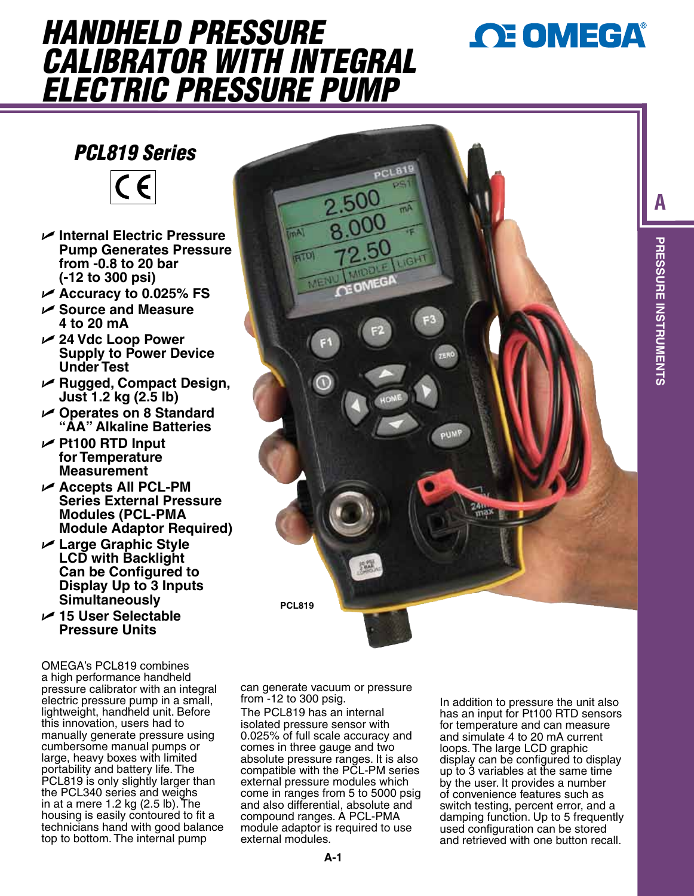# HANDHELD PRESSURE CALIBRATOR WITH INTEGRAL ELECTRIC PRESSURE PUMP

## PCL819 Series

- **Internal Electric Pressure Pump Generates Pressure from -0.8 to 20 bar (-12 to 300 psi)**
- **Accuracy to 0.025% FS**
- **Source and Measure 4 to 20 mA**
- **24 Vdc Loop Power Supply to Power Device Under Test**
- **Rugged, Compact Design, Just 1.2 kg (2.5 lb)**
- **Operates on 8 Standard "AA" Alkaline Batteries**
- **Pt100 RTD Input for Temperature Measurement**
- **Accepts All PCL-PM Series External Pressure Modules (PCL-PMA Module Adaptor Required)**
- **Large Graphic Style LCD with Backlight Can be Configured to Display Up to 3 Inputs Simultaneously**
- **15 User Selectable Pressure Units**

PCL819

OMEGA's PCL819 combines a high performance handheld pressure calibrator with an integral electric pressure pump in a small, lightweight, handheld unit. Before this innovation, users had to manually generate pressure using cumbersome manual pumps or large, heavy boxes with limited portability and battery life. The PCL819 is only slightly larger than the PCL340 series and weighs in at a mere 1.2 kg (2.5 lb). The housing is easily contoured to fit a technicians hand with good balance top to bottom. The internal pump can generate vacuum or pressure from -12 to 300 psig.

The PCL819 has an internal isolated pressure sensor with 0.025% of full scale accuracy and comes in three gauge and two absolute pressure ranges. It is also compatible with the PCL-PM series external pressure modules which come in ranges from 5 to 5000 psig and also differential, absolute and compound ranges. A PCL-PMA module adaptor is required to use external modules.

In addition to pressure the unit also has an input for Pt100 RTD sensors for temperature and can measure and simulate 4 to 20 mA current loops. The large LCD graphic display can be configured to display up to 3 variables at the same time by the user. It provides a number of convenience features such as switch testing, percent error, and a damping function. Up to 5 frequently used configuration can be stored and retrieved with one button recall.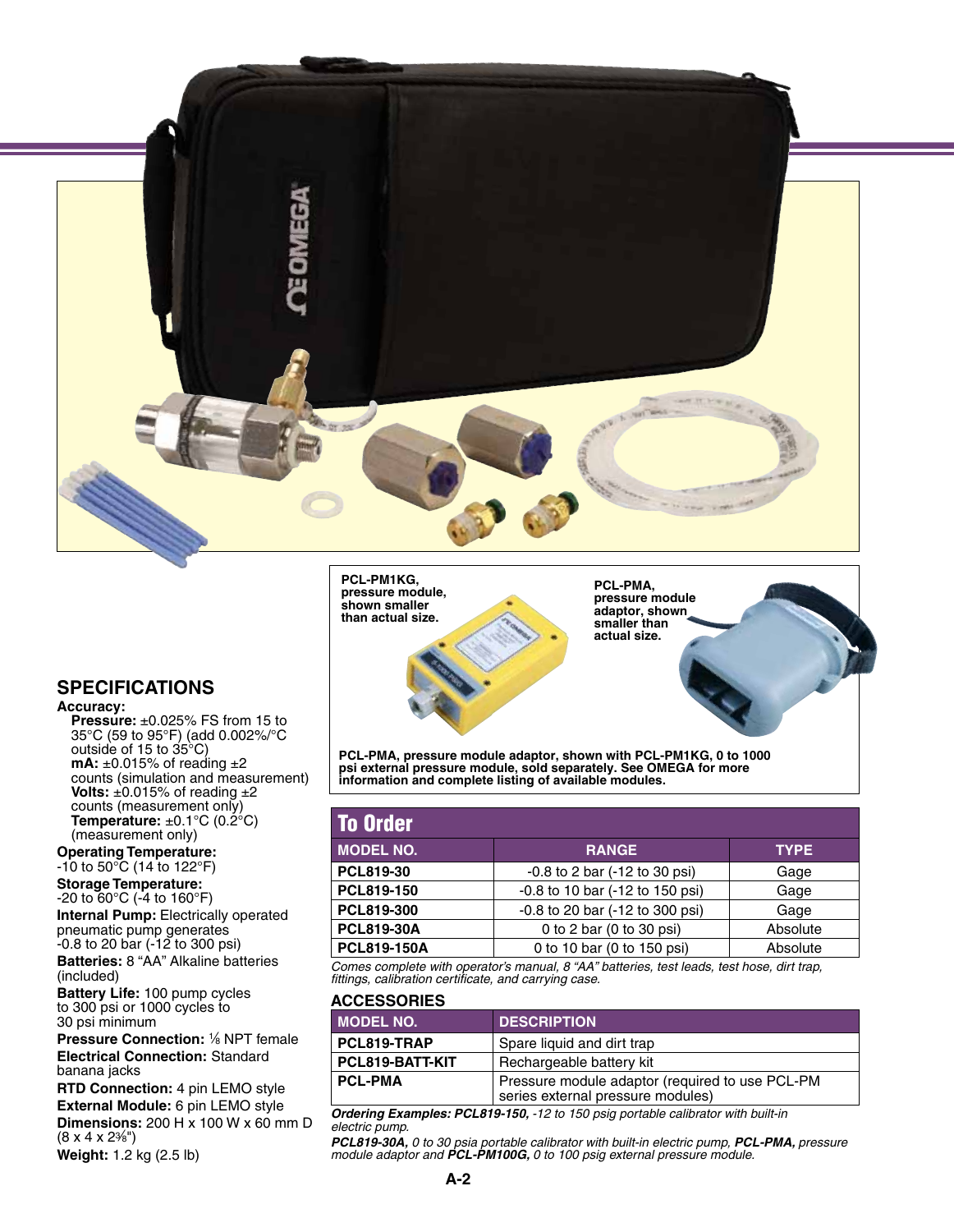PCL-PM1KG, pressure module, shown smaller than actual size.

PCL-PMA, pressure module adaptor, shown smaller than actual size.

PCL-PMA, pressure module adaptor, shown with PCL-PM1KG, 0 to 1000 psi external pressure module, sold separately. See OMEGA for more information and complete listing of available modules.

## SPECIFICATIONS

**Accuracy:**
- **Pressure:** ±0.025% FS from 15 to 35°C (59 to 95°F) (add 0.002%/°C outside of 15 to 35°C)
- **mA:** ±0.015% of reading ±2 counts (simulation and measurement)
- **Volts:** ±0.015% of reading ±2 counts (measurement only)
- **Temperature:** ±0.1°C (0.2°C) (measurement only)

**Operating Temperature:** -10 to 50°C (14 to 122°F)

**Storage Temperature:** -20 to 60°C (-4 to 160°F)

**Internal Pump:** Electrically operated pneumatic pump generates -0.8 to 20 bar (-12 to 300 psi)

**Batteries:** 8 “AA” Alkaline batteries (included)

**Battery Life:** 100 pump cycles to 300 psi or 1000 cycles to 30 psi minimum

**Pressure Connection:** ⅛ NPT female

**Electrical Connection:** Standard banana jacks

**RTD Connection:** 4 pin LEMO style

**External Module:** 6 pin LEMO style

**Dimensions:** 200 H x 100 W x 60 mm D (8 x 4 x 2⅜")

**Weight:** 1.2 kg (2.5 lb)

## To Order

| MODEL NO. | RANGE | TYPE |
|---|---|---|
| PCL819-30 | -0.8 to 2 bar (-12 to 30 psi) | Gage |
| PCL819-150 | -0.8 to 10 bar (-12 to 150 psi) | Gage |
| PCL819-300 | -0.8 to 20 bar (-12 to 300 psi) | Gage |
| PCL819-30A | 0 to 2 bar (0 to 30 psi) | Absolute |
| PCL819-150A | 0 to 10 bar (0 to 150 psi) | Absolute |

*Comes complete with operator’s manual, 8 “AA” batteries, test leads, test hose, dirt trap, fittings, calibration certificate, and carrying case.*

### ACCESSORIES

| MODEL NO. | DESCRIPTION |
|---|---|
| PCL819-TRAP | Spare liquid and dirt trap |
| PCL819-BATT-KIT | Rechargeable battery kit |
| PCL-PMA | Pressure module adaptor (required to use PCL-PM series external pressure modules) |

***Ordering Examples: PCL819-150,*** *-12 to 150 psig portable calibrator with built-in electric pump.*

***PCL819-30A,*** *0 to 30 psia portable calibrator with built-in electric pump,* ***PCL-PMA,*** *pressure module adaptor and* ***PCL-PM100G,*** *0 to 100 psig external pressure module.*